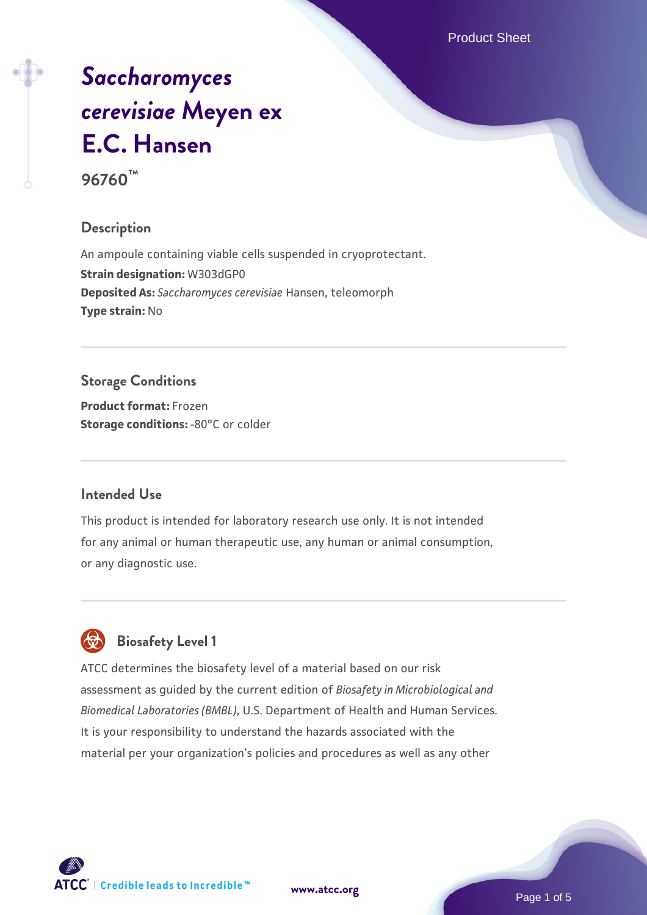# *Saccharomyces cerevisiae* Meyen ex E.C. Hansen

**96760™**

## Description

An ampoule containing viable cells suspended in cryoprotectant.

**Strain designation:** W303dGP0

**Deposited As:** *Saccharomyces cerevisiae* Hansen, teleomorph

**Type strain:** No

## Storage Conditions

**Product format:** Frozen

**Storage conditions:** -80°C or colder

## Intended Use

This product is intended for laboratory research use only. It is not intended for any animal or human therapeutic use, any human or animal consumption, or any diagnostic use.

## Biosafety Level 1

ATCC determines the biosafety level of a material based on our risk assessment as guided by the current edition of *Biosafety in Microbiological and Biomedical Laboratories (BMBL)*, U.S. Department of Health and Human Services. It is your responsibility to understand the hazards associated with the material per your organization's policies and procedures as well as any other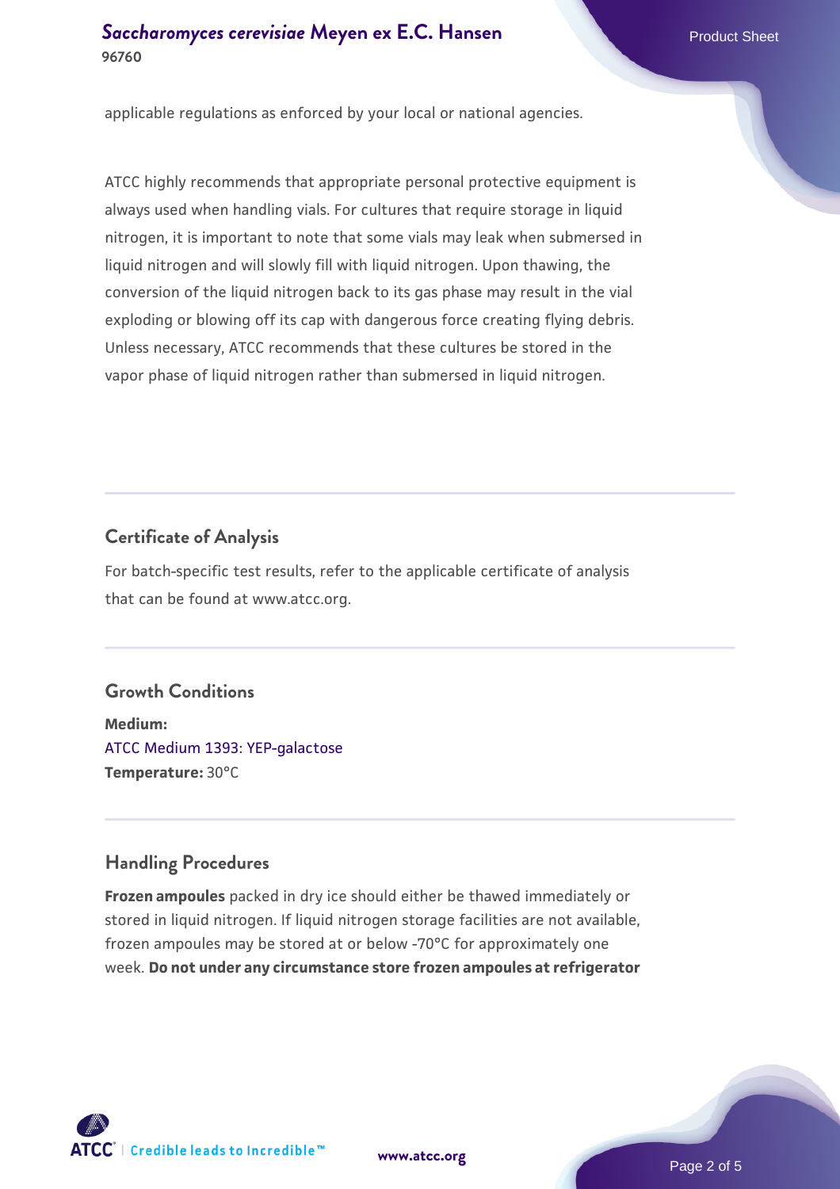applicable regulations as enforced by your local or national agencies.

ATCC highly recommends that appropriate personal protective equipment is always used when handling vials. For cultures that require storage in liquid nitrogen, it is important to note that some vials may leak when submersed in liquid nitrogen and will slowly fill with liquid nitrogen. Upon thawing, the conversion of the liquid nitrogen back to its gas phase may result in the vial exploding or blowing off its cap with dangerous force creating flying debris. Unless necessary, ATCC recommends that these cultures be stored in the vapor phase of liquid nitrogen rather than submersed in liquid nitrogen.

## Certificate of Analysis

For batch-specific test results, refer to the applicable certificate of analysis that can be found at www.atcc.org.

## Growth Conditions

**Medium:**
ATCC Medium 1393: YEP-galactose
**Temperature:** 30°C

## Handling Procedures

**Frozen ampoules** packed in dry ice should either be thawed immediately or stored in liquid nitrogen. If liquid nitrogen storage facilities are not available, frozen ampoules may be stored at or below -70°C for approximately one week. **Do not under any circumstance store frozen ampoules at refrigerator**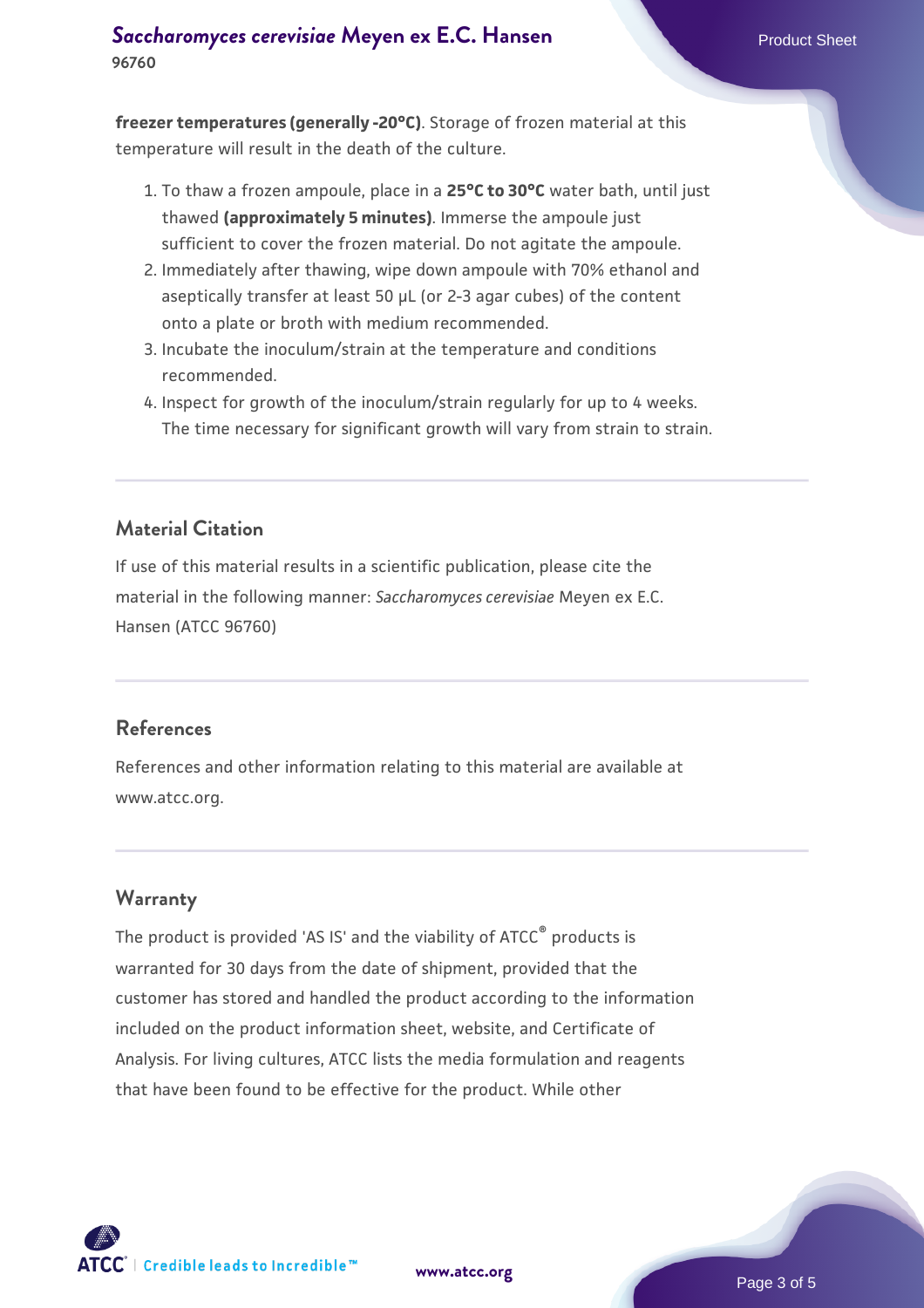**freezer temperatures (generally -20°C)**. Storage of frozen material at this temperature will result in the death of the culture.

1. To thaw a frozen ampoule, place in a **25°C to 30°C** water bath, until just thawed **(approximately 5 minutes)**. Immerse the ampoule just sufficient to cover the frozen material. Do not agitate the ampoule.
2. Immediately after thawing, wipe down ampoule with 70% ethanol and aseptically transfer at least 50 µL (or 2-3 agar cubes) of the content onto a plate or broth with medium recommended.
3. Incubate the inoculum/strain at the temperature and conditions recommended.
4. Inspect for growth of the inoculum/strain regularly for up to 4 weeks. The time necessary for significant growth will vary from strain to strain.

## Material Citation

If use of this material results in a scientific publication, please cite the material in the following manner: *Saccharomyces cerevisiae* Meyen ex E.C. Hansen (ATCC 96760)

## References

References and other information relating to this material are available at www.atcc.org.

## Warranty

The product is provided 'AS IS' and the viability of ATCC® products is warranted for 30 days from the date of shipment, provided that the customer has stored and handled the product according to the information included on the product information sheet, website, and Certificate of Analysis. For living cultures, ATCC lists the media formulation and reagents that have been found to be effective for the product. While other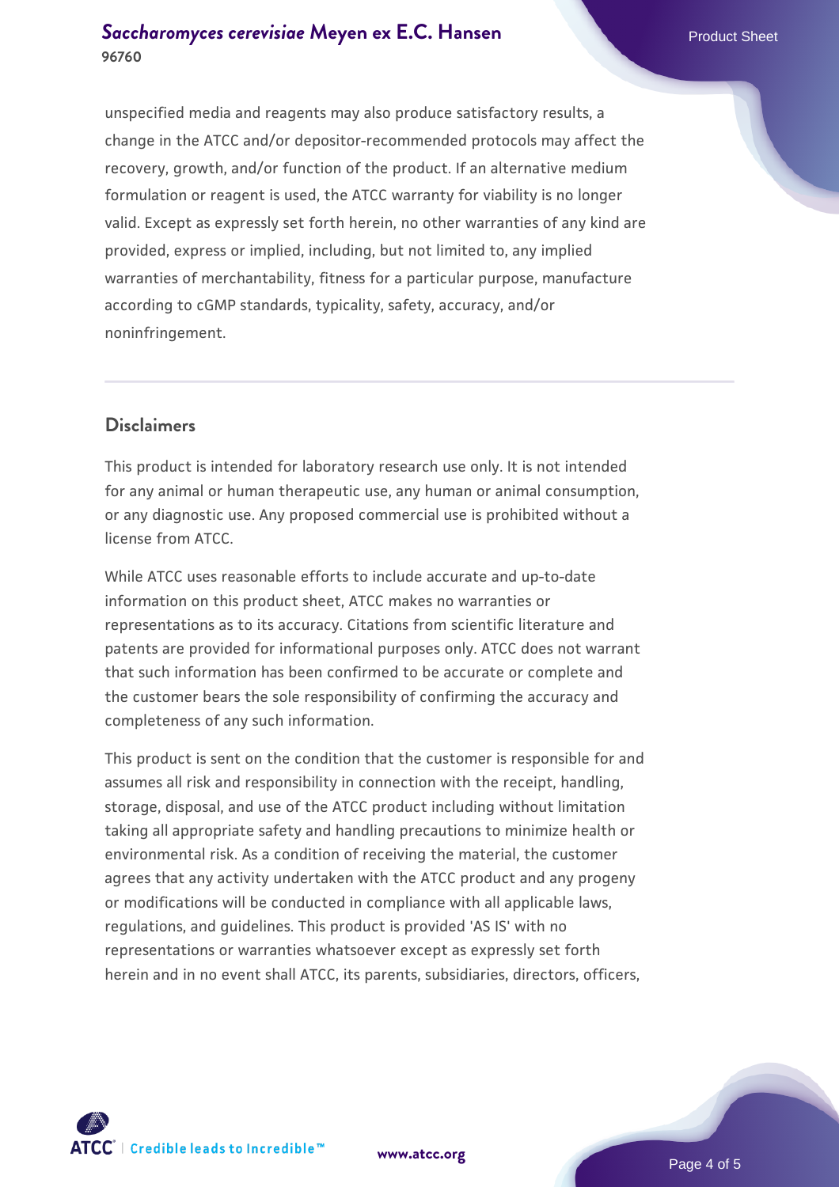unspecified media and reagents may also produce satisfactory results, a change in the ATCC and/or depositor-recommended protocols may affect the recovery, growth, and/or function of the product. If an alternative medium formulation or reagent is used, the ATCC warranty for viability is no longer valid. Except as expressly set forth herein, no other warranties of any kind are provided, express or implied, including, but not limited to, any implied warranties of merchantability, fitness for a particular purpose, manufacture according to cGMP standards, typicality, safety, accuracy, and/or noninfringement.

## Disclaimers

This product is intended for laboratory research use only. It is not intended for any animal or human therapeutic use, any human or animal consumption, or any diagnostic use. Any proposed commercial use is prohibited without a license from ATCC.

While ATCC uses reasonable efforts to include accurate and up-to-date information on this product sheet, ATCC makes no warranties or representations as to its accuracy. Citations from scientific literature and patents are provided for informational purposes only. ATCC does not warrant that such information has been confirmed to be accurate or complete and the customer bears the sole responsibility of confirming the accuracy and completeness of any such information.

This product is sent on the condition that the customer is responsible for and assumes all risk and responsibility in connection with the receipt, handling, storage, disposal, and use of the ATCC product including without limitation taking all appropriate safety and handling precautions to minimize health or environmental risk. As a condition of receiving the material, the customer agrees that any activity undertaken with the ATCC product and any progeny or modifications will be conducted in compliance with all applicable laws, regulations, and guidelines. This product is provided 'AS IS' with no representations or warranties whatsoever except as expressly set forth herein and in no event shall ATCC, its parents, subsidiaries, directors, officers,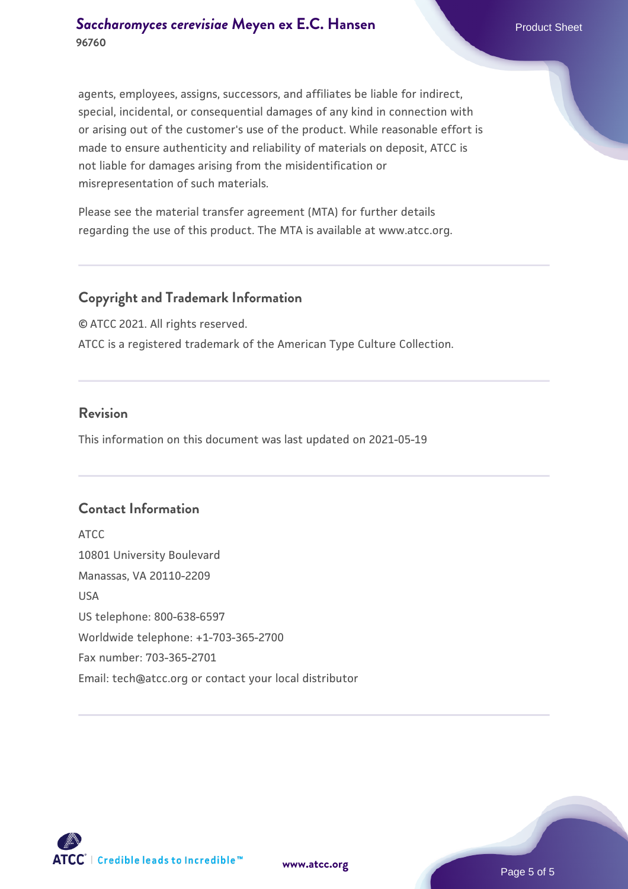agents, employees, assigns, successors, and affiliates be liable for indirect, special, incidental, or consequential damages of any kind in connection with or arising out of the customer's use of the product. While reasonable effort is made to ensure authenticity and reliability of materials on deposit, ATCC is not liable for damages arising from the misidentification or misrepresentation of such materials.

Please see the material transfer agreement (MTA) for further details regarding the use of this product. The MTA is available at www.atcc.org.

## Copyright and Trademark Information

© ATCC 2021. All rights reserved.

ATCC is a registered trademark of the American Type Culture Collection.

## Revision

This information on this document was last updated on 2021-05-19

## Contact Information

ATCC
10801 University Boulevard
Manassas, VA 20110-2209
USA
US telephone: 800-638-6597
Worldwide telephone: +1-703-365-2700
Fax number: 703-365-2701
Email: tech@atcc.org or contact your local distributor